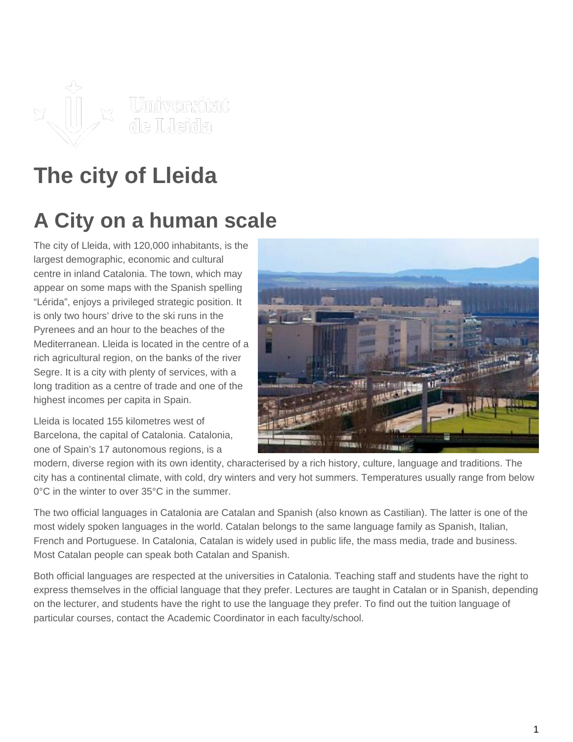# The city of Lleida

## A City on a human scale

The city of Lleida, with 120,000 inhabitants, is the largest demographic, economic and cultural centre in inland Catalonia. The town, which may appear on some maps with the Spanish spelling “Lérida”, enjoys a privileged strategic position. It is only two hours’ drive to the ski runs in the Pyrenees and an hour to the beaches of the Mediterranean. Lleida is located in the centre of a rich agricultural region, on the banks of the river Segre. It is a city with plenty of services, with a long tradition as a centre of trade and one of the highest incomes per capita in Spain.

Lleida is located 155 kilometres west of Barcelona, the capital of Catalonia. Catalonia, one of Spain’s 17 autonomous regions, is a modern, diverse region with its own identity, characterised by a rich history, culture, language and traditions. The city has a continental climate, with cold, dry winters and very hot summers. Temperatures usually range from below 0°C in the winter to over 35°C in the summer.

The two official languages in Catalonia are Catalan and Spanish (also known as Castilian). The latter is one of the most widely spoken languages in the world. Catalan belongs to the same language family as Spanish, Italian, French and Portuguese. In Catalonia, Catalan is widely used in public life, the mass media, trade and business. Most Catalan people can speak both Catalan and Spanish.

Both official languages are respected at the universities in Catalonia. Teaching staff and students have the right to express themselves in the official language that they prefer. Lectures are taught in Catalan or in Spanish, depending on the lecturer, and students have the right to use the language they prefer. To find out the tuition language of particular courses, contact the Academic Coordinator in each faculty/school.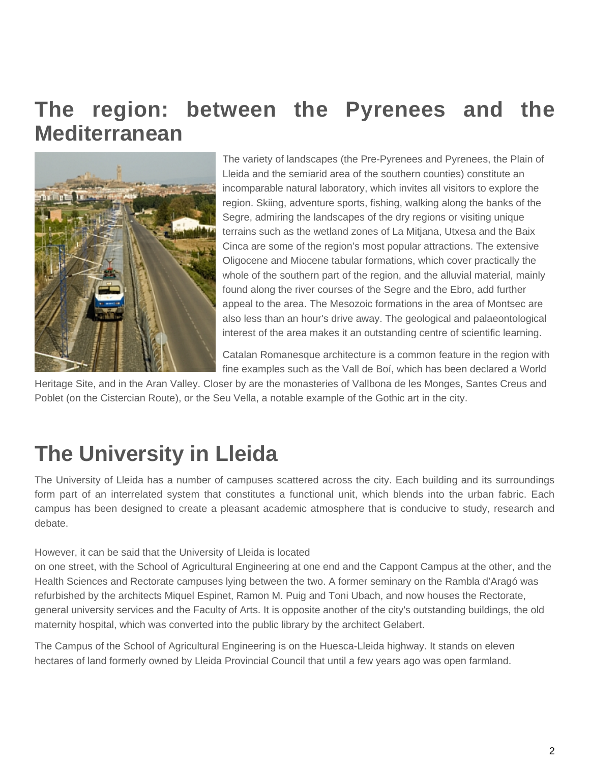## The region: between the Pyrenees and the Mediterranean

The variety of landscapes (the Pre-Pyrenees and Pyrenees, the Plain of Lleida and the semiarid area of the southern counties) constitute an incomparable natural laboratory, which invites all visitors to explore the region. Skiing, adventure sports, fishing, walking along the banks of the Segre, admiring the landscapes of the dry regions or visiting unique terrains such as the wetland zones of La Mitjana, Utxesa and the Baix Cinca are some of the region's most popular attractions. The extensive Oligocene and Miocene tabular formations, which cover practically the whole of the southern part of the region, and the alluvial material, mainly found along the river courses of the Segre and the Ebro, add further appeal to the area. The Mesozoic formations in the area of Montsec are also less than an hour's drive away. The geological and palaeontological interest of the area makes it an outstanding centre of scientific learning.

Catalan Romanesque architecture is a common feature in the region with fine examples such as the Vall de Boí, which has been declared a World Heritage Site, and in the Aran Valley. Closer by are the monasteries of Vallbona de les Monges, Santes Creus and Poblet (on the Cistercian Route), or the Seu Vella, a notable example of the Gothic art in the city.

## The University in Lleida

The University of Lleida has a number of campuses scattered across the city. Each building and its surroundings form part of an interrelated system that constitutes a functional unit, which blends into the urban fabric. Each campus has been designed to create a pleasant academic atmosphere that is conducive to study, research and debate.

However, it can be said that the University of Lleida is located on one street, with the School of Agricultural Engineering at one end and the Cappont Campus at the other, and the Health Sciences and Rectorate campuses lying between the two. A former seminary on the Rambla d'Aragó was refurbished by the architects Miquel Espinet, Ramon M. Puig and Toni Ubach, and now houses the Rectorate, general university services and the Faculty of Arts. It is opposite another of the city's outstanding buildings, the old maternity hospital, which was converted into the public library by the architect Gelabert.

The Campus of the School of Agricultural Engineering is on the Huesca-Lleida highway. It stands on eleven hectares of land formerly owned by Lleida Provincial Council that until a few years ago was open farmland.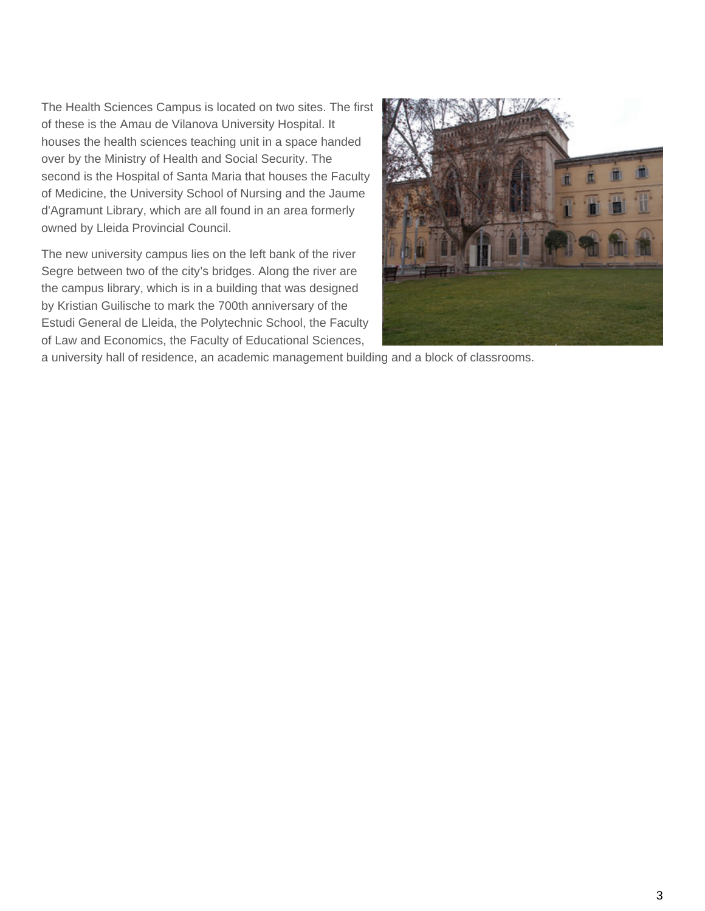The Health Sciences Campus is located on two sites. The first of these is the Amau de Vilanova University Hospital. It houses the health sciences teaching unit in a space handed over by the Ministry of Health and Social Security. The second is the Hospital of Santa Maria that houses the Faculty of Medicine, the University School of Nursing and the Jaume d'Agramunt Library, which are all found in an area formerly owned by Lleida Provincial Council.

The new university campus lies on the left bank of the river Segre between two of the city's bridges. Along the river are the campus library, which is in a building that was designed by Kristian Guilische to mark the 700th anniversary of the Estudi General de Lleida, the Polytechnic School, the Faculty of Law and Economics, the Faculty of Educational Sciences, a university hall of residence, an academic management building and a block of classrooms.